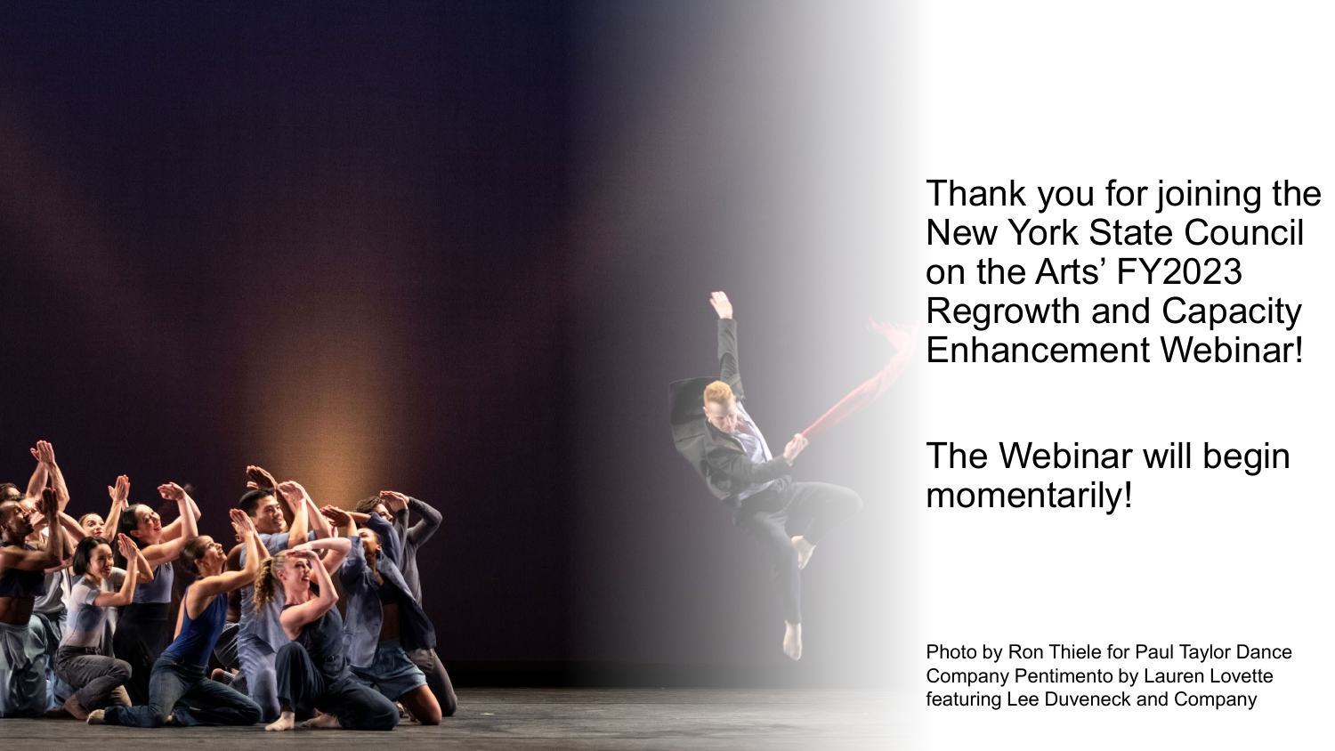Thank you for joining the New York State Council on the Arts' FY2023 Regrowth and Capacity Enhancement Webinar!

The Webinar will begin momentarily!

Photo by Ron Thiele for Paul Taylor Dance Company Pentimento by Lauren Lovette featuring Lee Duveneck and Company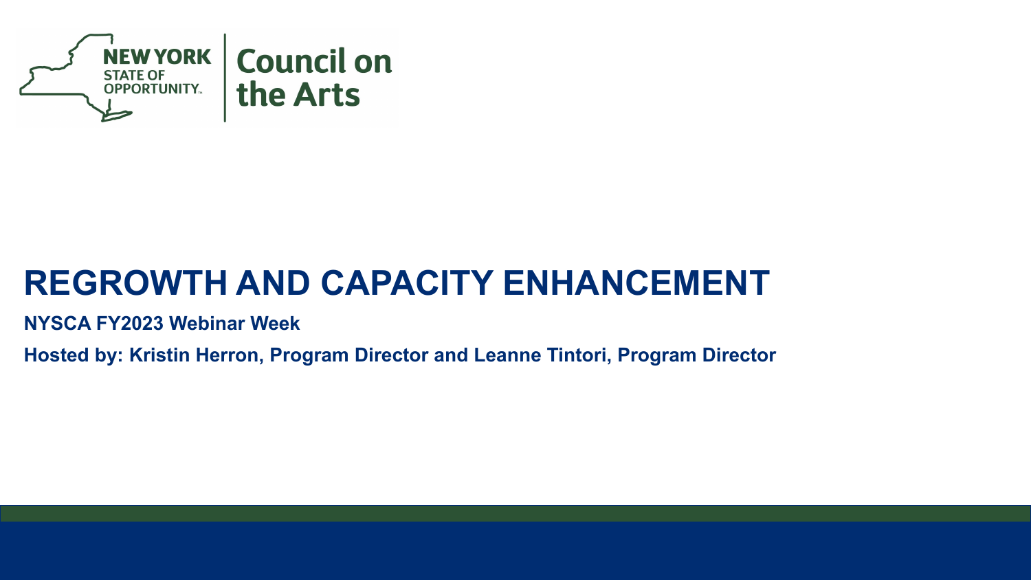NEW YORK STATE OF OPPORTUNITY. | Council on the Arts

# REGROWTH AND CAPACITY ENHANCEMENT

**NYSCA FY2023 Webinar Week**

**Hosted by: Kristin Herron, Program Director and Leanne Tintori, Program Director**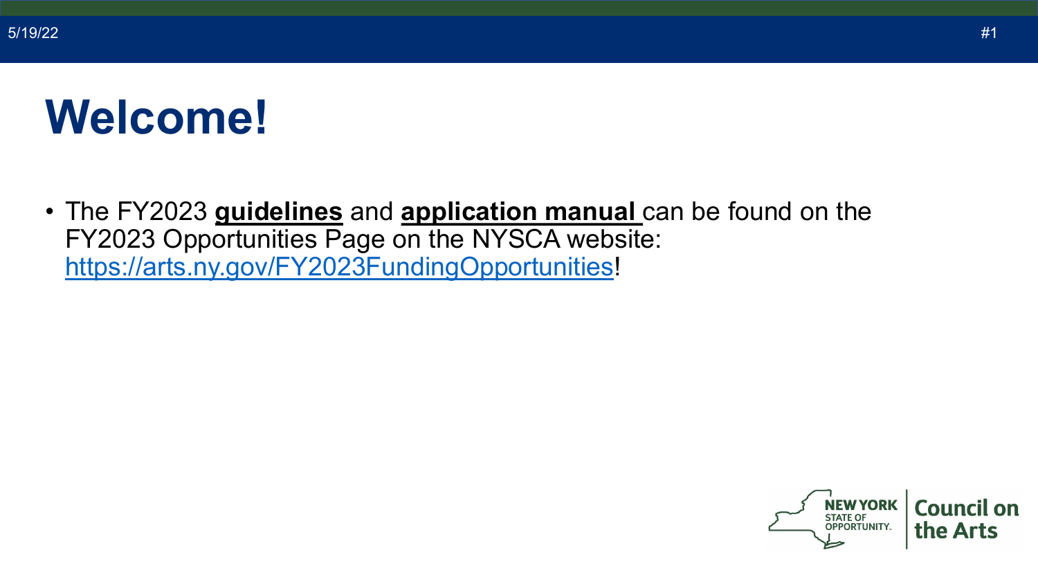# Welcome!

- The FY2023 **guidelines** and **application manual** can be found on the FY2023 Opportunities Page on the NYSCA website: https://arts.ny.gov/FY2023FundingOpportunities!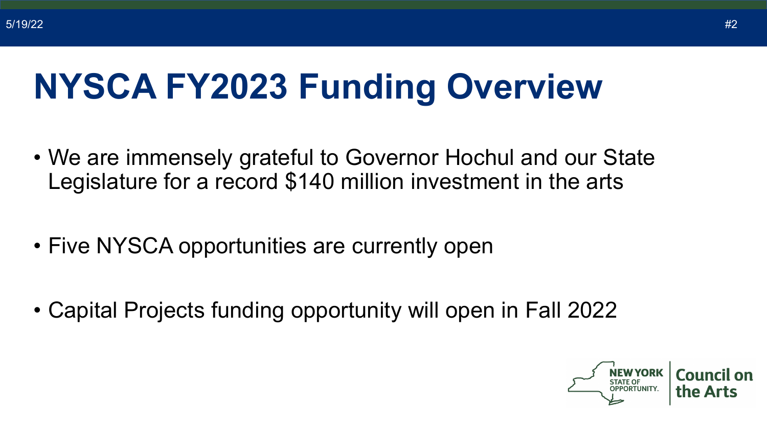# NYSCA FY2023 Funding Overview

- We are immensely grateful to Governor Hochul and our State Legislature for a record $140 million investment in the arts
- Five NYSCA opportunities are currently open
- Capital Projects funding opportunity will open in Fall 2022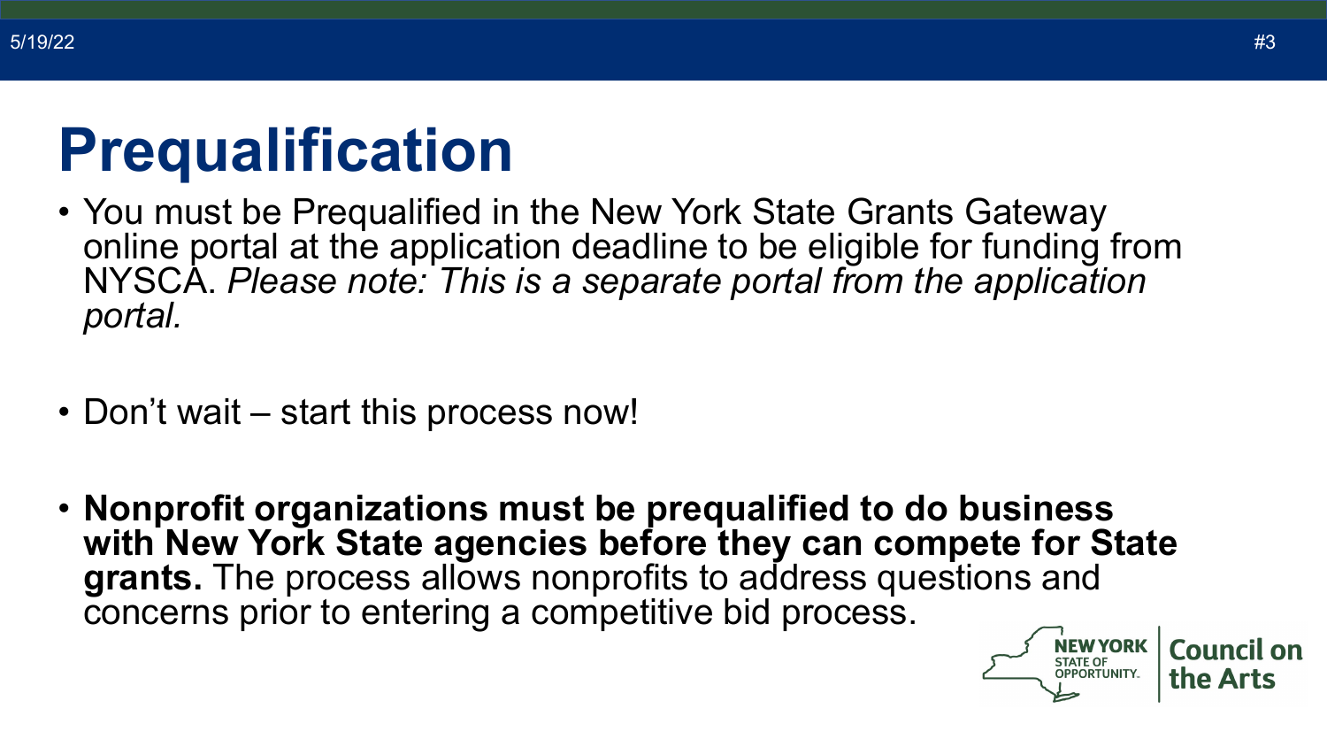# Prequalification

- You must be Prequalified in the New York State Grants Gateway online portal at the application deadline to be eligible for funding from NYSCA. *Please note: This is a separate portal from the application portal.*
- Don't wait – start this process now!
- **Nonprofit organizations must be prequalified to do business with New York State agencies before they can compete for State grants.** The process allows nonprofits to address questions and concerns prior to entering a competitive bid process.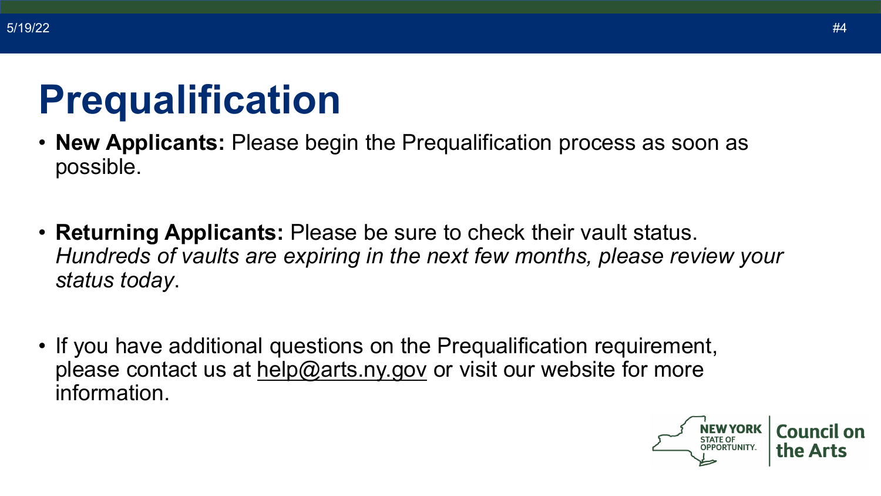# Prequalification

- **New Applicants:** Please begin the Prequalification process as soon as possible.

- **Returning Applicants:** Please be sure to check their vault status. *Hundreds of vaults are expiring in the next few months, please review your status today*.

- If you have additional questions on the Prequalification requirement, please contact us at help@arts.ny.gov or visit our website for more information.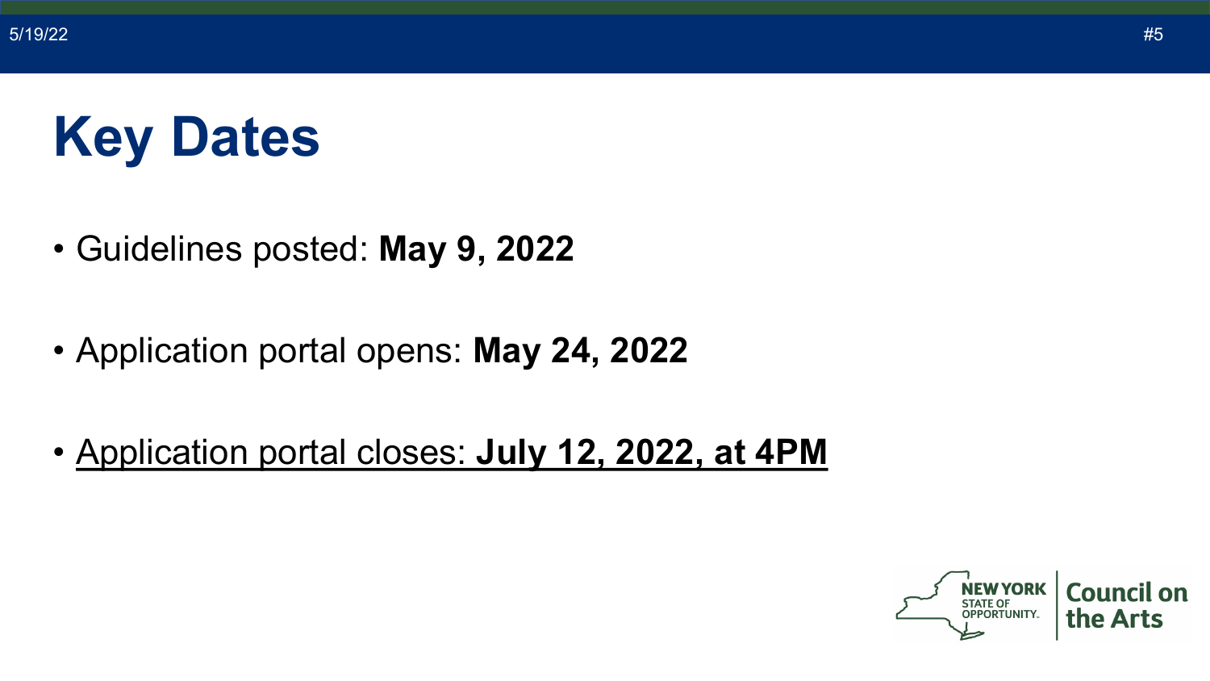# Key Dates

- Guidelines posted: **May 9, 2022**
- Application portal opens: **May 24, 2022**
- <u>Application portal closes: **July 12, 2022, at 4PM**</u>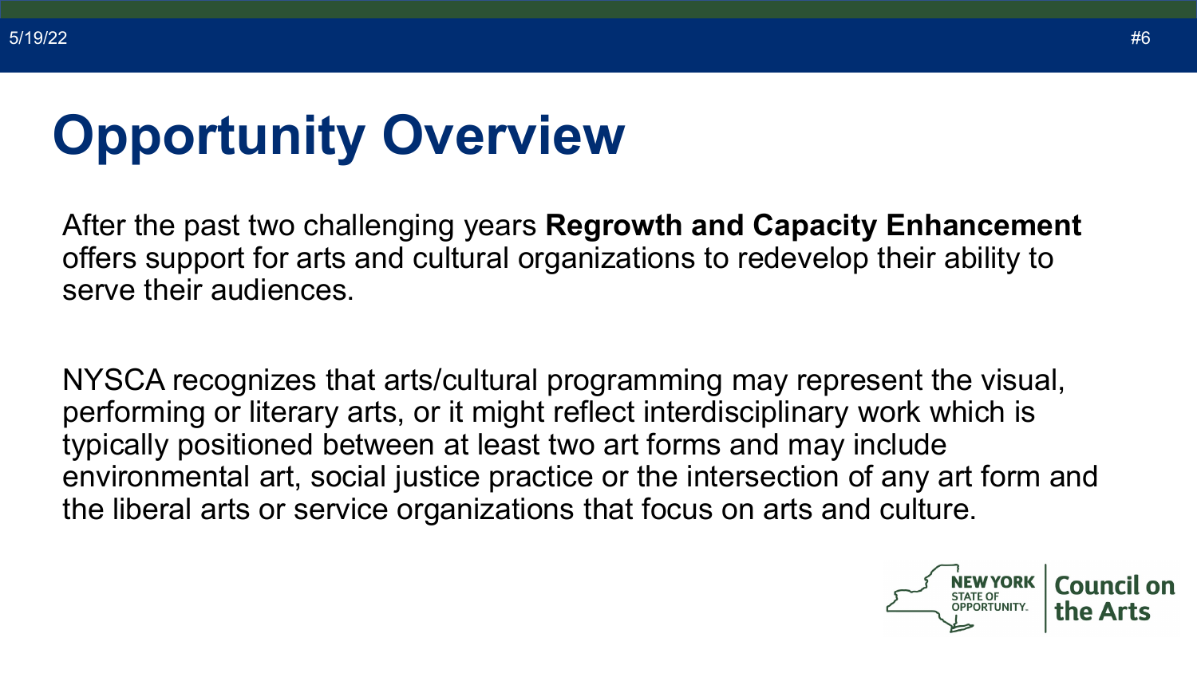# Opportunity Overview

After the past two challenging years **Regrowth and Capacity Enhancement** offers support for arts and cultural organizations to redevelop their ability to serve their audiences.

NYSCA recognizes that arts/cultural programming may represent the visual, performing or literary arts, or it might reflect interdisciplinary work which is typically positioned between at least two art forms and may include environmental art, social justice practice or the intersection of any art form and the liberal arts or service organizations that focus on arts and culture.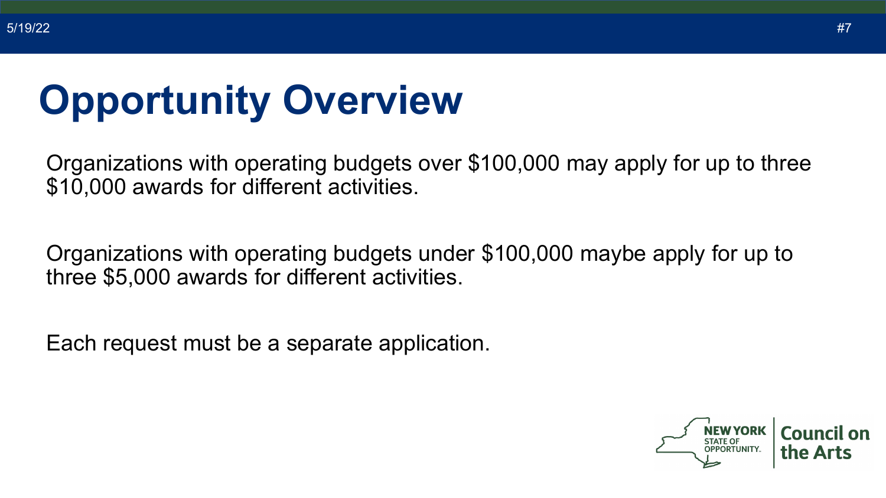# Opportunity Overview

Organizations with operating budgets over $100,000 may apply for up to three $10,000 awards for different activities.

Organizations with operating budgets under $100,000 maybe apply for up to three $5,000 awards for different activities.

Each request must be a separate application.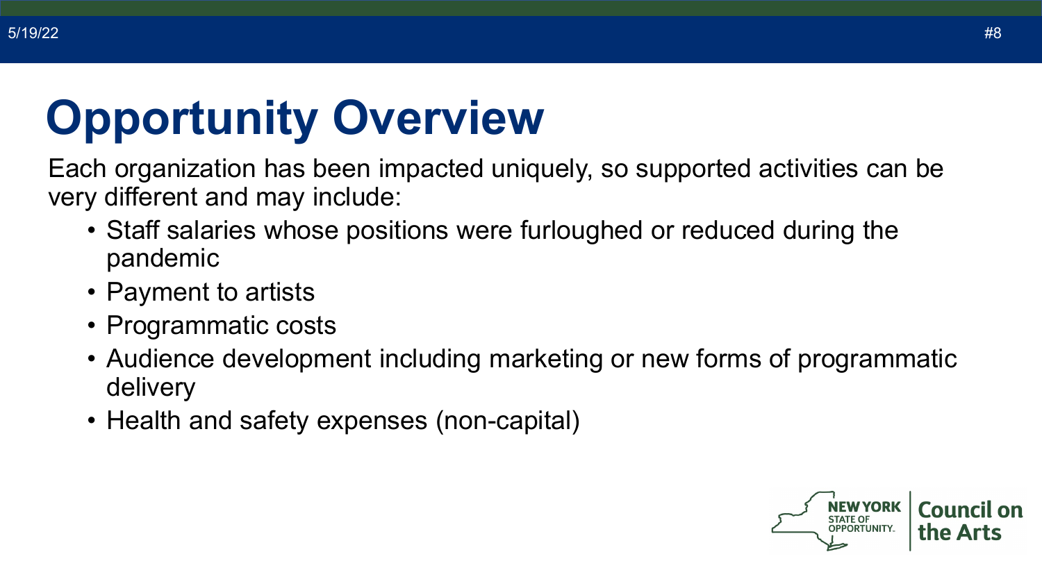# Opportunity Overview

Each organization has been impacted uniquely, so supported activities can be very different and may include:

- Staff salaries whose positions were furloughed or reduced during the pandemic
- Payment to artists
- Programmatic costs
- Audience development including marketing or new forms of programmatic delivery
- Health and safety expenses (non-capital)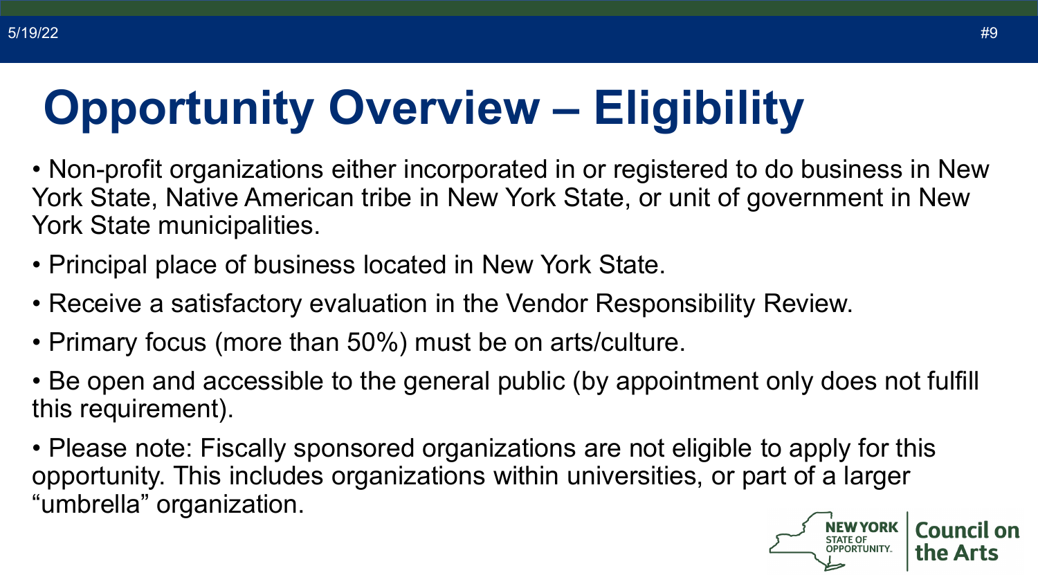# Opportunity Overview – Eligibility

- Non-profit organizations either incorporated in or registered to do business in New York State, Native American tribe in New York State, or unit of government in New York State municipalities.
- Principal place of business located in New York State.
- Receive a satisfactory evaluation in the Vendor Responsibility Review.
- Primary focus (more than 50%) must be on arts/culture.
- Be open and accessible to the general public (by appointment only does not fulfill this requirement).
- Please note: Fiscally sponsored organizations are not eligible to apply for this opportunity. This includes organizations within universities, or part of a larger "umbrella" organization.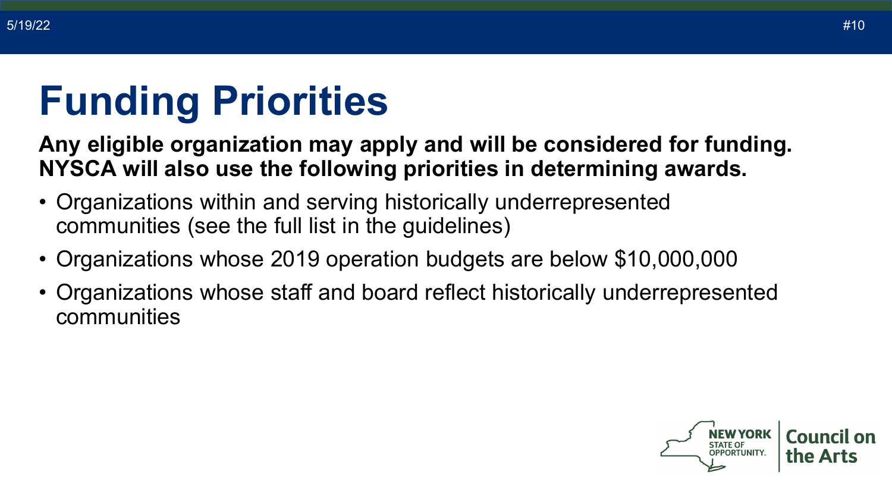# Funding Priorities

**Any eligible organization may apply and will be considered for funding. NYSCA will also use the following priorities in determining awards.**

- Organizations within and serving historically underrepresented communities (see the full list in the guidelines)
- Organizations whose 2019 operation budgets are below $10,000,000
- Organizations whose staff and board reflect historically underrepresented communities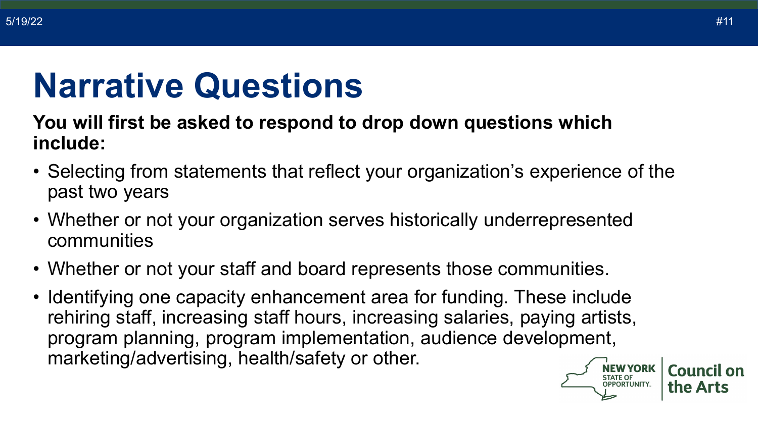# Narrative Questions

**You will first be asked to respond to drop down questions which include:**

- Selecting from statements that reflect your organization's experience of the past two years
- Whether or not your organization serves historically underrepresented communities
- Whether or not your staff and board represents those communities.
- Identifying one capacity enhancement area for funding. These include rehiring staff, increasing staff hours, increasing salaries, paying artists, program planning, program implementation, audience development, marketing/advertising, health/safety or other.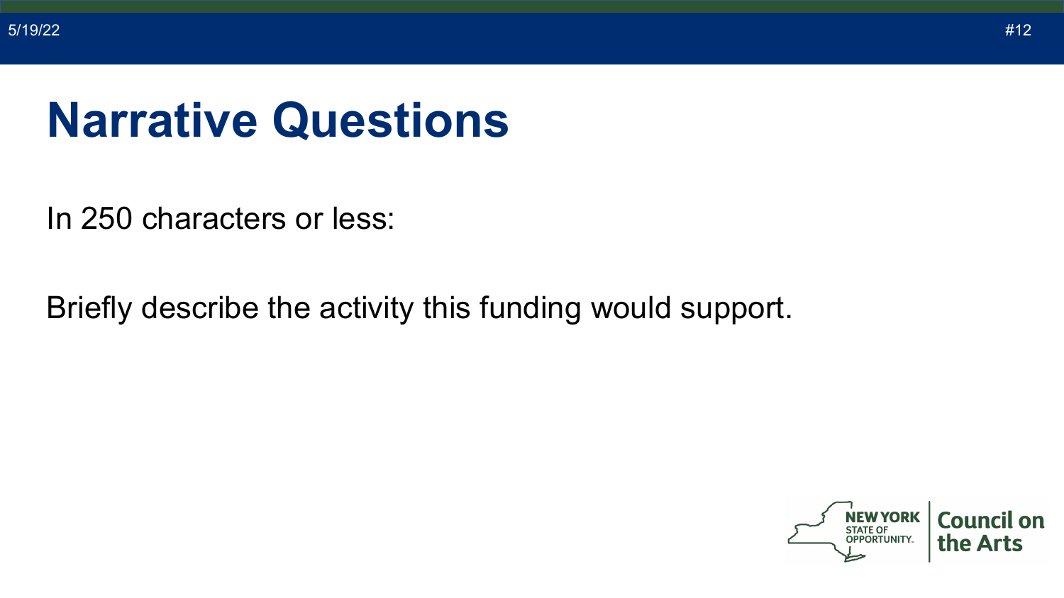# Narrative Questions

In 250 characters or less:

Briefly describe the activity this funding would support.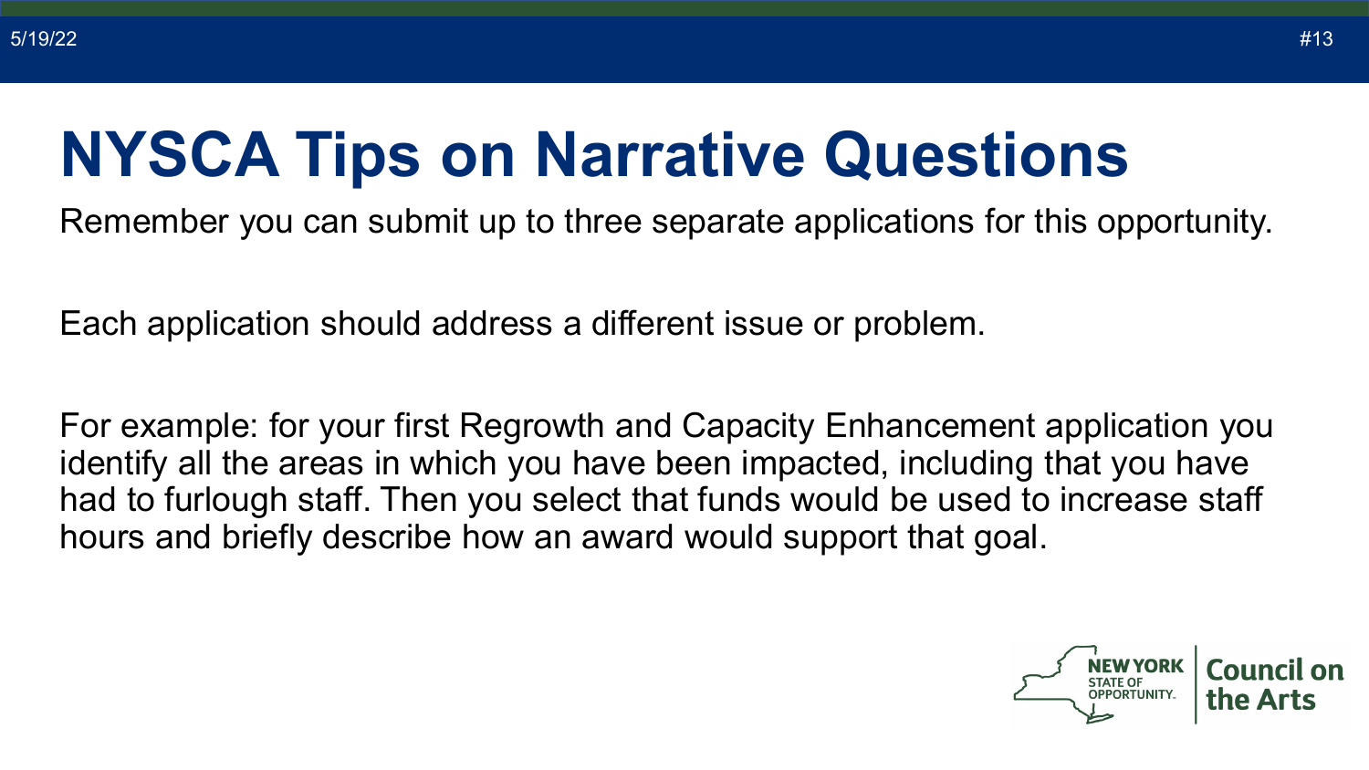# NYSCA Tips on Narrative Questions

Remember you can submit up to three separate applications for this opportunity.

Each application should address a different issue or problem.

For example: for your first Regrowth and Capacity Enhancement application you identify all the areas in which you have been impacted, including that you have had to furlough staff. Then you select that funds would be used to increase staff hours and briefly describe how an award would support that goal.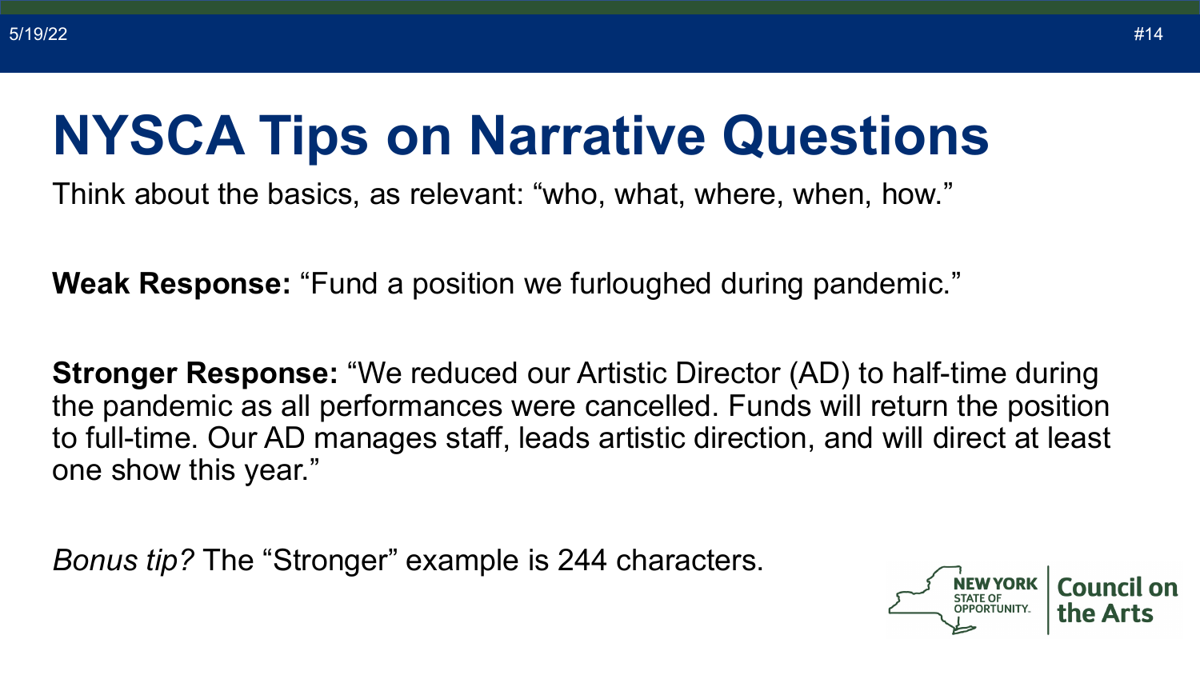# NYSCA Tips on Narrative Questions

Think about the basics, as relevant: “who, what, where, when, how.”

**Weak Response:** “Fund a position we furloughed during pandemic.”

**Stronger Response:** “We reduced our Artistic Director (AD) to half-time during the pandemic as all performances were cancelled. Funds will return the position to full-time. Our AD manages staff, leads artistic direction, and will direct at least one show this year.”

*Bonus tip?* The “Stronger” example is 244 characters.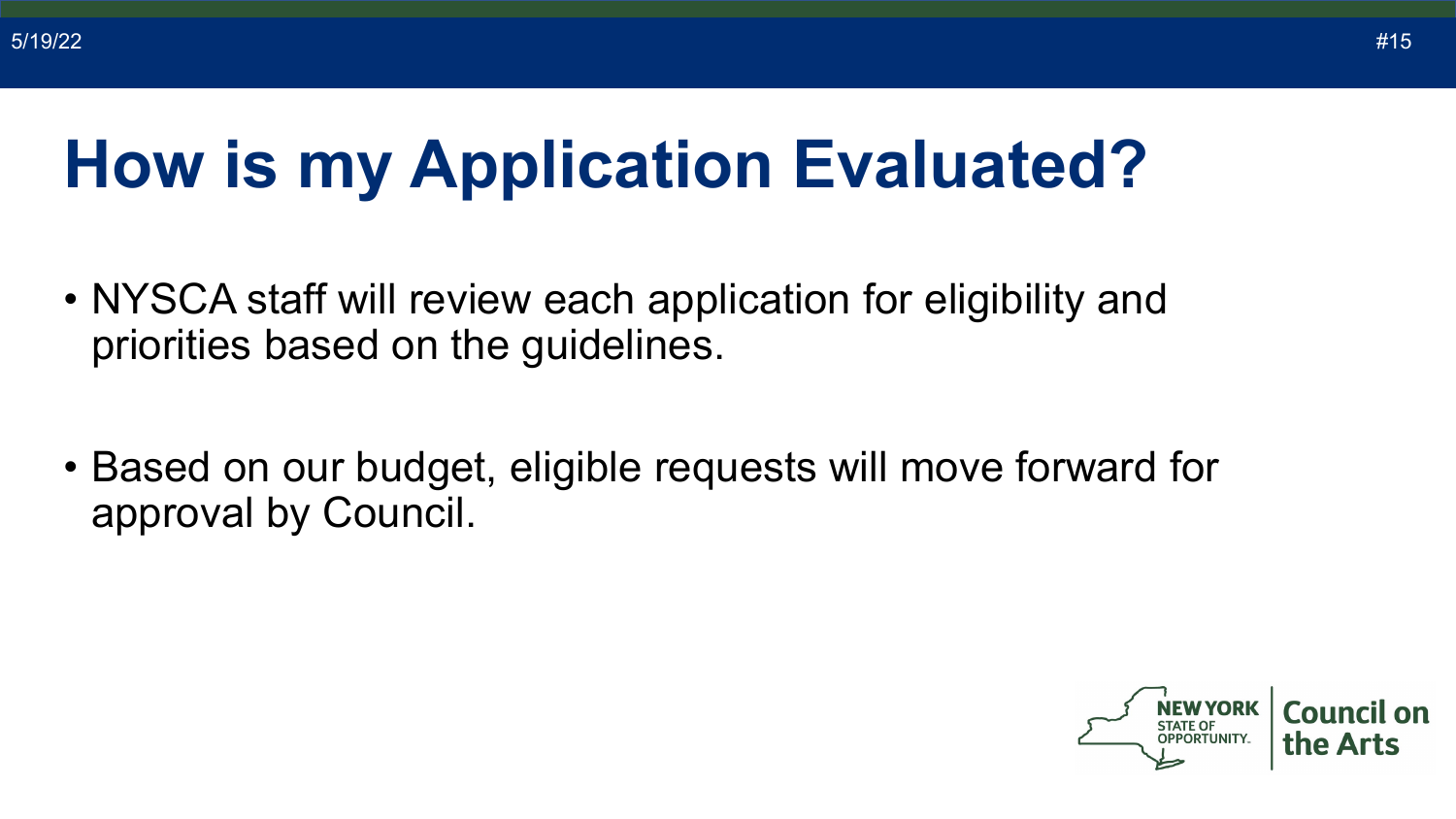# How is my Application Evaluated?

- NYSCA staff will review each application for eligibility and priorities based on the guidelines.
- Based on our budget, eligible requests will move forward for approval by Council.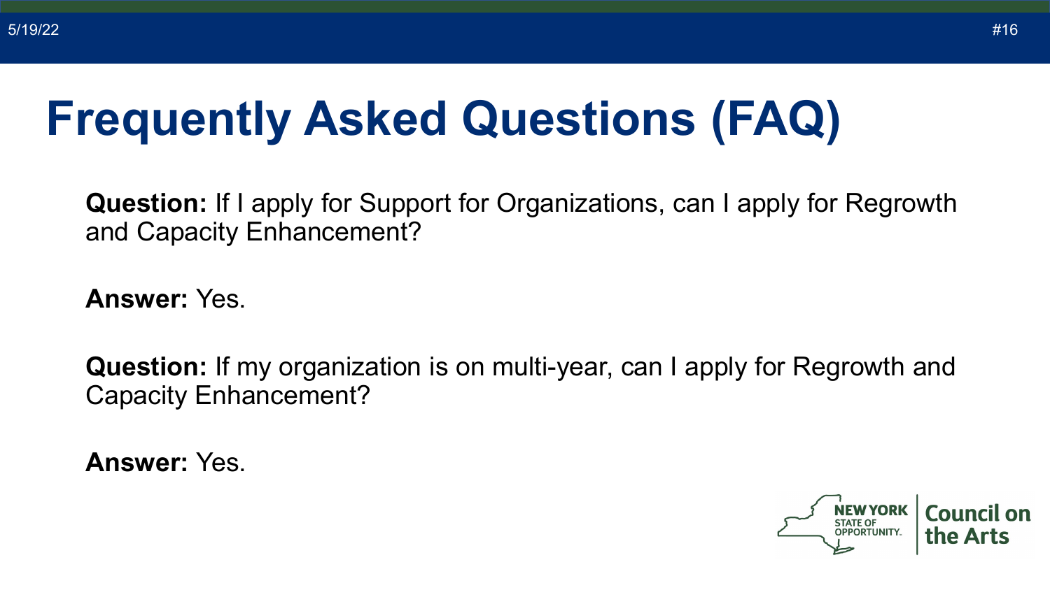# Frequently Asked Questions (FAQ)

**Question:** If I apply for Support for Organizations, can I apply for Regrowth and Capacity Enhancement?

**Answer:** Yes.

**Question:** If my organization is on multi-year, can I apply for Regrowth and Capacity Enhancement?

**Answer:** Yes.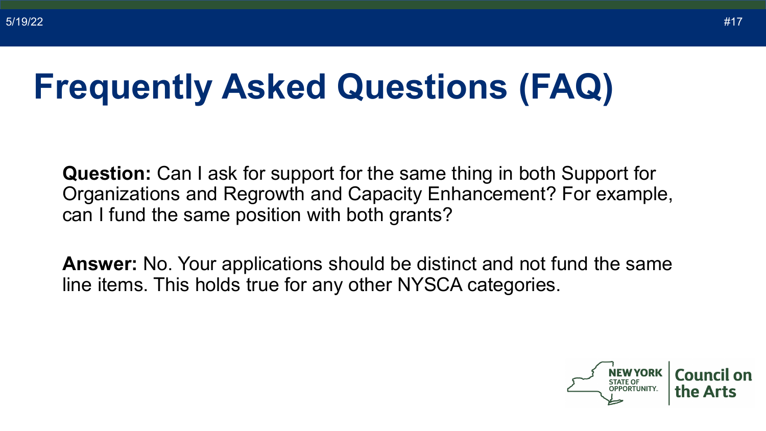# Frequently Asked Questions (FAQ)

**Question:** Can I ask for support for the same thing in both Support for Organizations and Regrowth and Capacity Enhancement? For example, can I fund the same position with both grants?

**Answer:** No. Your applications should be distinct and not fund the same line items. This holds true for any other NYSCA categories.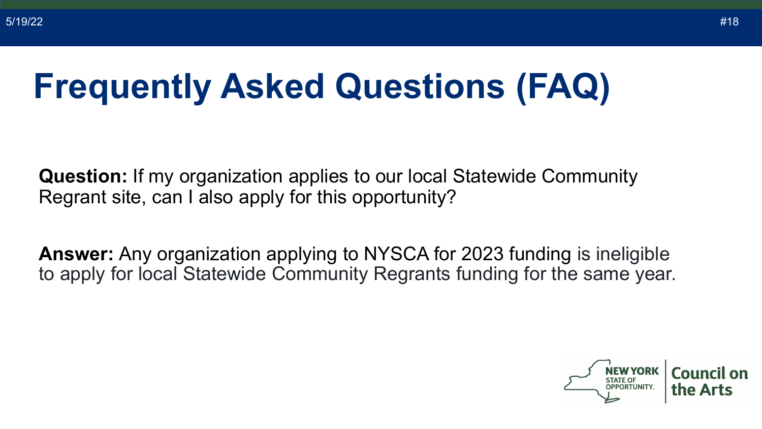# Frequently Asked Questions (FAQ)

**Question:** If my organization applies to our local Statewide Community Regrant site, can I also apply for this opportunity?

**Answer:** Any organization applying to NYSCA for 2023 funding is ineligible to apply for local Statewide Community Regrants funding for the same year.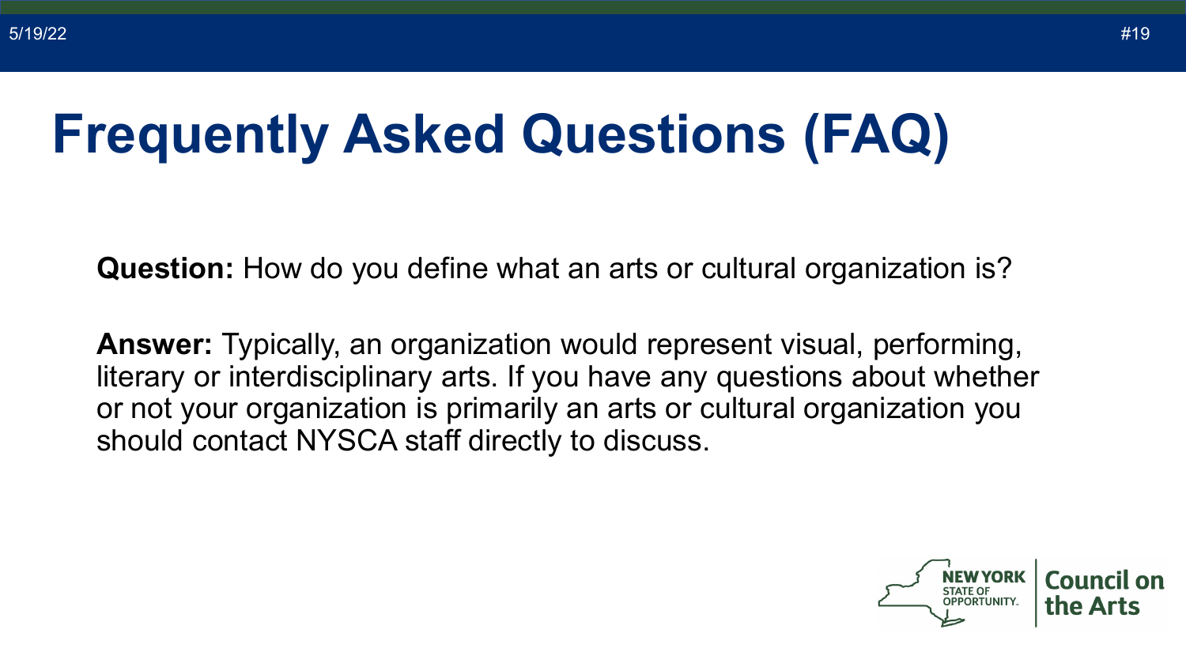# Frequently Asked Questions (FAQ)

**Question:** How do you define what an arts or cultural organization is?

**Answer:** Typically, an organization would represent visual, performing, literary or interdisciplinary arts. If you have any questions about whether or not your organization is primarily an arts or cultural organization you should contact NYSCA staff directly to discuss.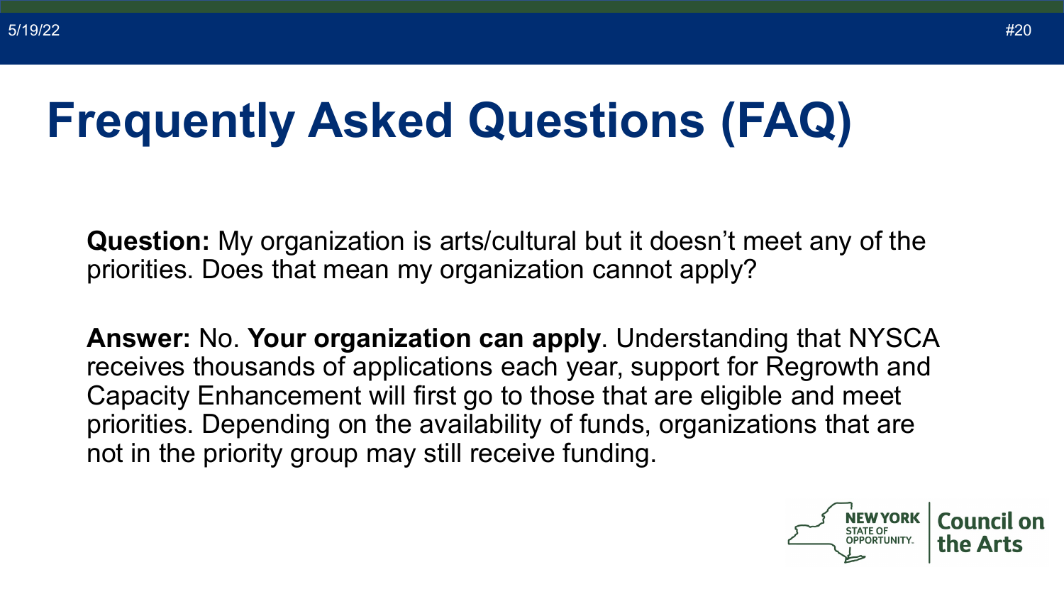# Frequently Asked Questions (FAQ)

**Question:** My organization is arts/cultural but it doesn't meet any of the priorities. Does that mean my organization cannot apply?

**Answer:** No. **Your organization can apply**. Understanding that NYSCA receives thousands of applications each year, support for Regrowth and Capacity Enhancement will first go to those that are eligible and meet priorities. Depending on the availability of funds, organizations that are not in the priority group may still receive funding.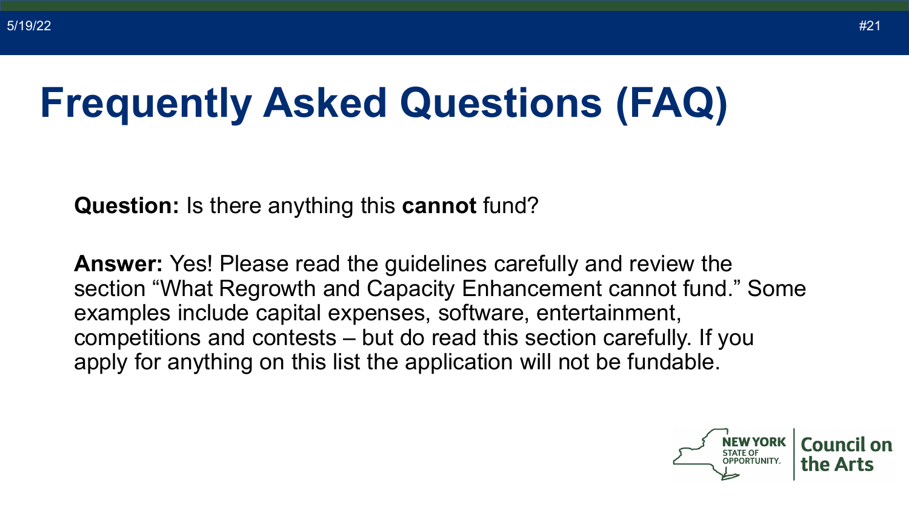# Frequently Asked Questions (FAQ)

**Question:** Is there anything this **cannot** fund?

**Answer:** Yes! Please read the guidelines carefully and review the section “What Regrowth and Capacity Enhancement cannot fund.” Some examples include capital expenses, software, entertainment, competitions and contests – but do read this section carefully. If you apply for anything on this list the application will not be fundable.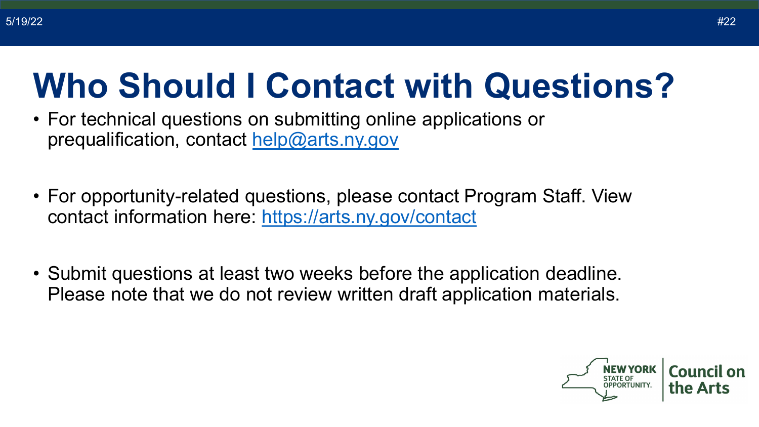# Who Should I Contact with Questions?

- For technical questions on submitting online applications or prequalification, contact [help@arts.ny.gov](mailto:help@arts.ny.gov)
- For opportunity-related questions, please contact Program Staff. View contact information here: [https://arts.ny.gov/contact](https://arts.ny.gov/contact)
- Submit questions at least two weeks before the application deadline. Please note that we do not review written draft application materials.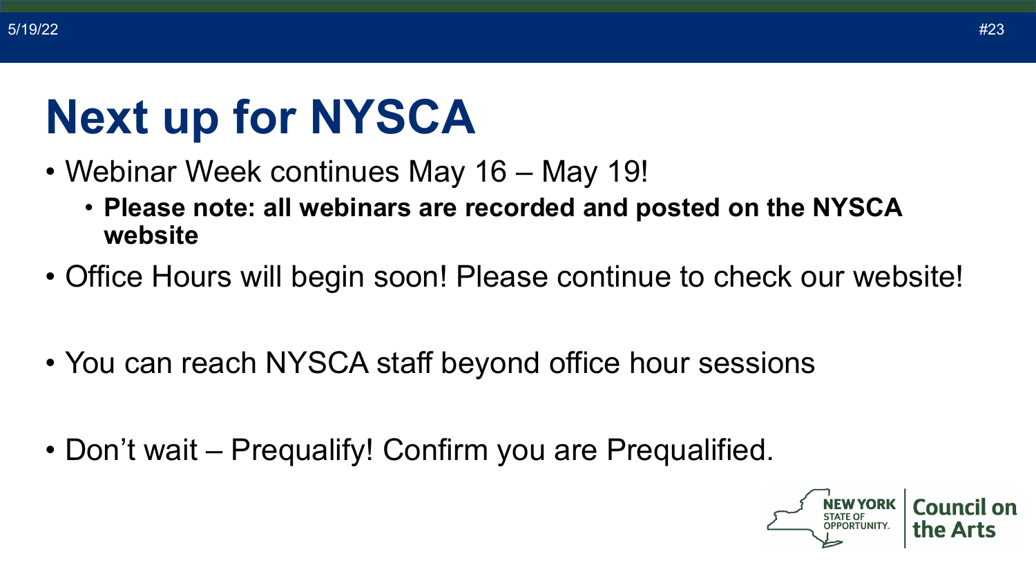# Next up for NYSCA

- Webinar Week continues May 16 – May 19!
  - **Please note: all webinars are recorded and posted on the NYSCA website**
- Office Hours will begin soon! Please continue to check our website!
- You can reach NYSCA staff beyond office hour sessions
- Don't wait – Prequalify! Confirm you are Prequalified.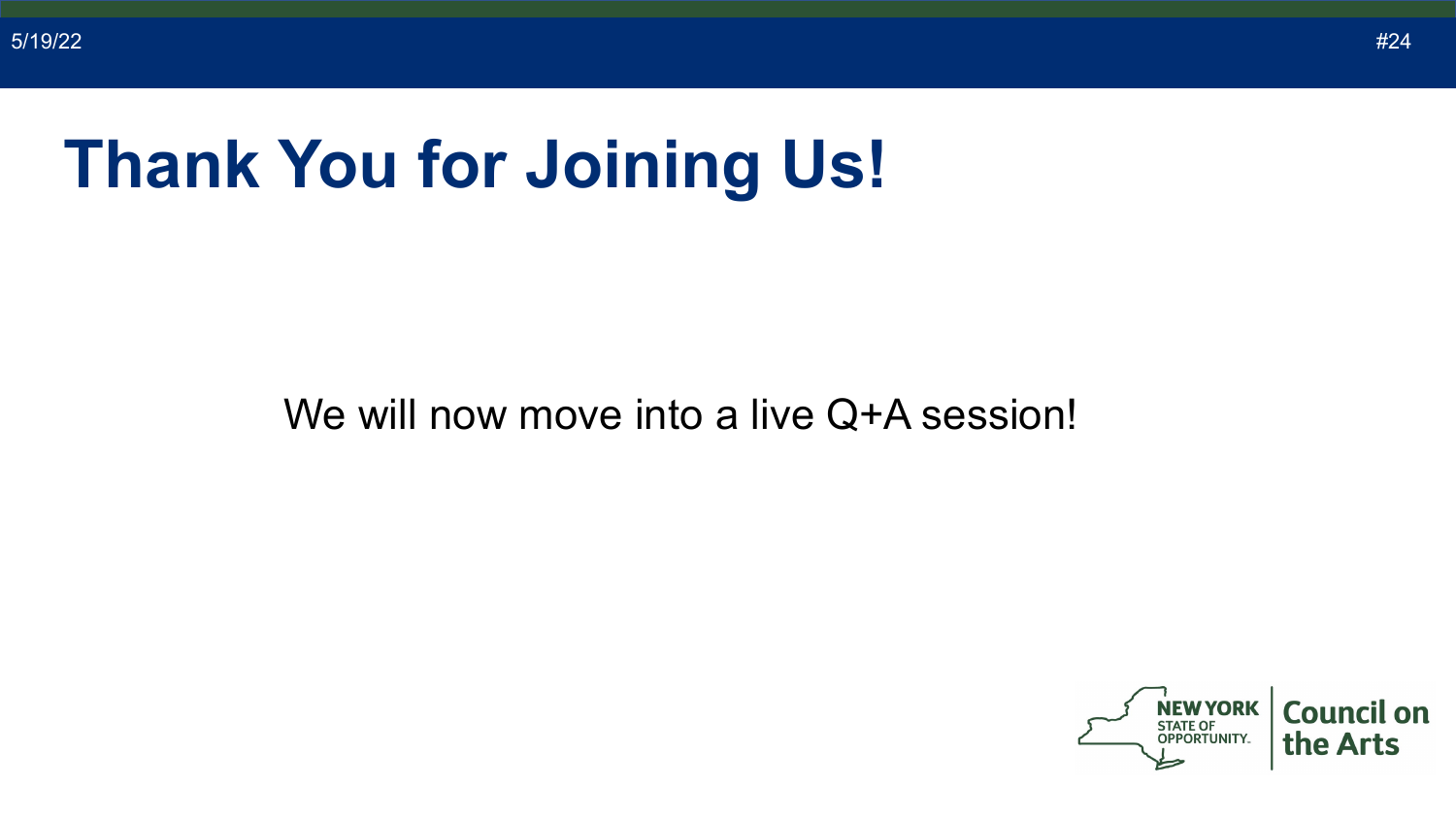# Thank You for Joining Us!

We will now move into a live Q+A session!